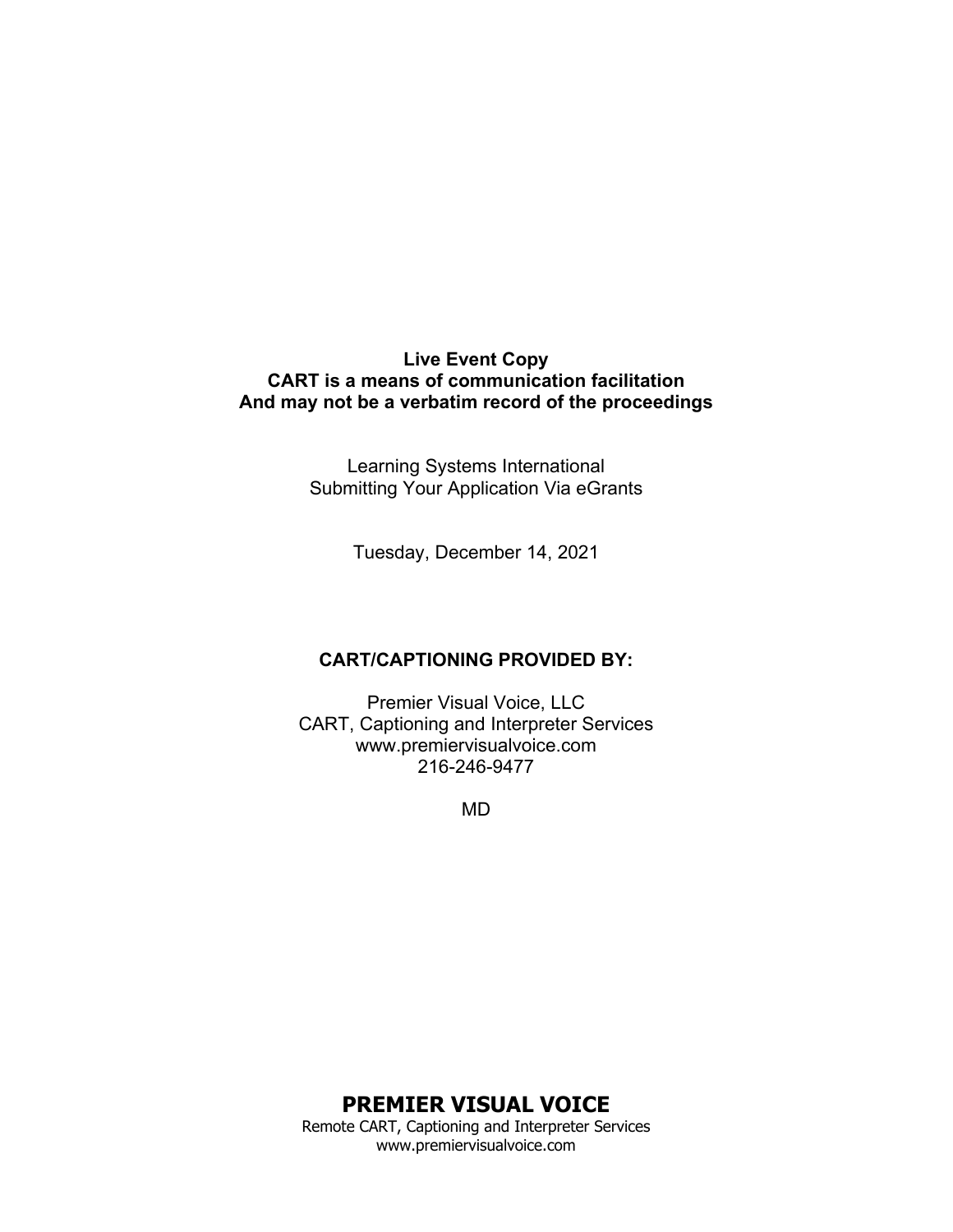**Live Event Copy**
**CART is a means of communication facilitation**
**And may not be a verbatim record of the proceedings**

Learning Systems International
Submitting Your Application Via eGrants

Tuesday, December 14, 2021

**CART/CAPTIONING PROVIDED BY:**

Premier Visual Voice, LLC
CART, Captioning and Interpreter Services
www.premiervisualvoice.com
216-246-9477

MD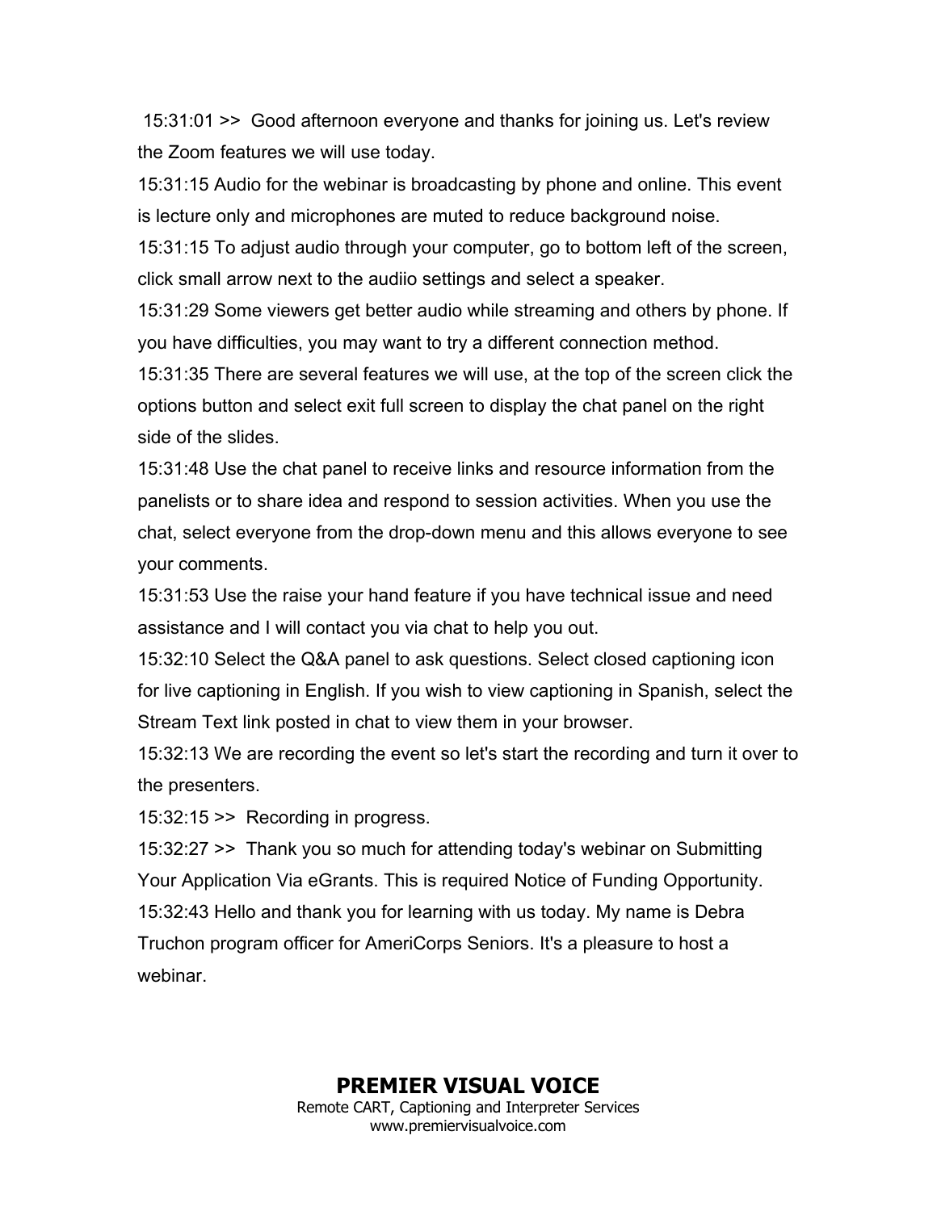15:31:01 >>  Good afternoon everyone and thanks for joining us. Let's review the Zoom features we will use today.

15:31:15 Audio for the webinar is broadcasting by phone and online. This event is lecture only and microphones are muted to reduce background noise.

15:31:15 To adjust audio through your computer, go to bottom left of the screen, click small arrow next to the audiio settings and select a speaker.

15:31:29 Some viewers get better audio while streaming and others by phone. If you have difficulties, you may want to try a different connection method.

15:31:35 There are several features we will use, at the top of the screen click the options button and select exit full screen to display the chat panel on the right side of the slides.

15:31:48 Use the chat panel to receive links and resource information from the panelists or to share idea and respond to session activities. When you use the chat, select everyone from the drop-down menu and this allows everyone to see your comments.

15:31:53 Use the raise your hand feature if you have technical issue and need assistance and I will contact you via chat to help you out.

15:32:10 Select the Q&A panel to ask questions. Select closed captioning icon for live captioning in English. If you wish to view captioning in Spanish, select the Stream Text link posted in chat to view them in your browser.

15:32:13 We are recording the event so let's start the recording and turn it over to the presenters.

15:32:15 >>  Recording in progress.

15:32:27 >>  Thank you so much for attending today's webinar on Submitting Your Application Via eGrants. This is required Notice of Funding Opportunity.

15:32:43 Hello and thank you for learning with us today. My name is Debra Truchon program officer for AmeriCorps Seniors. It's a pleasure to host a webinar.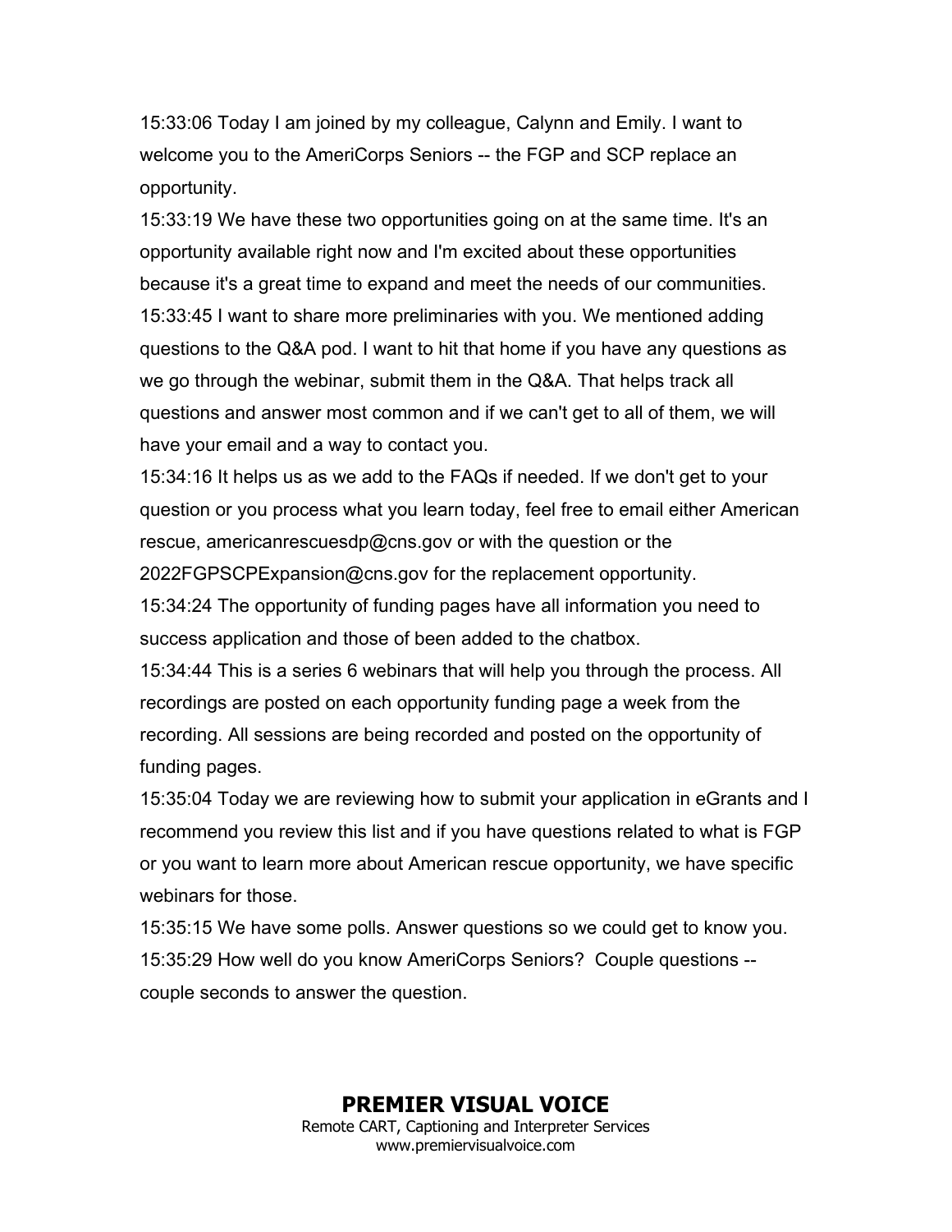15:33:06 Today I am joined by my colleague, Calynn and Emily. I want to welcome you to the AmeriCorps Seniors -- the FGP and SCP replace an opportunity.
15:33:19 We have these two opportunities going on at the same time. It's an opportunity available right now and I'm excited about these opportunities because it's a great time to expand and meet the needs of our communities.
15:33:45 I want to share more preliminaries with you. We mentioned adding questions to the Q&A pod. I want to hit that home if you have any questions as we go through the webinar, submit them in the Q&A. That helps track all questions and answer most common and if we can't get to all of them, we will have your email and a way to contact you.
15:34:16 It helps us as we add to the FAQs if needed. If we don't get to your question or you process what you learn today, feel free to email either American rescue, americanrescuesdp@cns.gov or with the question or the 2022FGPSCPExpansion@cns.gov for the replacement opportunity.
15:34:24 The opportunity of funding pages have all information you need to success application and those of been added to the chatbox.
15:34:44 This is a series 6 webinars that will help you through the process. All recordings are posted on each opportunity funding page a week from the recording. All sessions are being recorded and posted on the opportunity of funding pages.
15:35:04 Today we are reviewing how to submit your application in eGrants and I recommend you review this list and if you have questions related to what is FGP or you want to learn more about American rescue opportunity, we have specific webinars for those.
15:35:15 We have some polls. Answer questions so we could get to know you.
15:35:29 How well do you know AmeriCorps Seniors? Couple questions -- couple seconds to answer the question.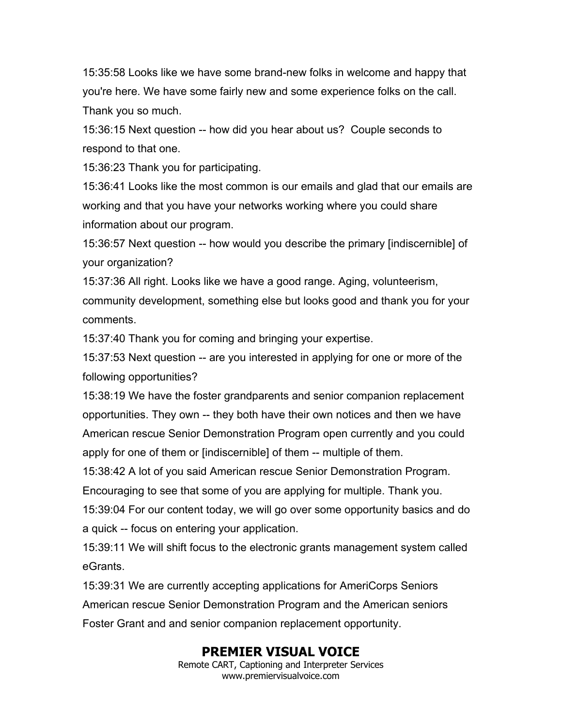15:35:58 Looks like we have some brand-new folks in welcome and happy that you're here. We have some fairly new and some experience folks on the call. Thank you so much.

15:36:15 Next question -- how did you hear about us?  Couple seconds to respond to that one.

15:36:23 Thank you for participating.

15:36:41 Looks like the most common is our emails and glad that our emails are working and that you have your networks working where you could share information about our program.

15:36:57 Next question -- how would you describe the primary [indiscernible] of your organization?

15:37:36 All right. Looks like we have a good range. Aging, volunteerism, community development, something else but looks good and thank you for your comments.

15:37:40 Thank you for coming and bringing your expertise.

15:37:53 Next question -- are you interested in applying for one or more of the following opportunities?

15:38:19 We have the foster grandparents and senior companion replacement opportunities. They own -- they both have their own notices and then we have American rescue Senior Demonstration Program open currently and you could apply for one of them or [indiscernible] of them -- multiple of them.

15:38:42 A lot of you said American rescue Senior Demonstration Program. Encouraging to see that some of you are applying for multiple. Thank you.

15:39:04 For our content today, we will go over some opportunity basics and do a quick -- focus on entering your application.

15:39:11 We will shift focus to the electronic grants management system called eGrants.

15:39:31 We are currently accepting applications for AmeriCorps Seniors American rescue Senior Demonstration Program and the American seniors Foster Grant and and senior companion replacement opportunity.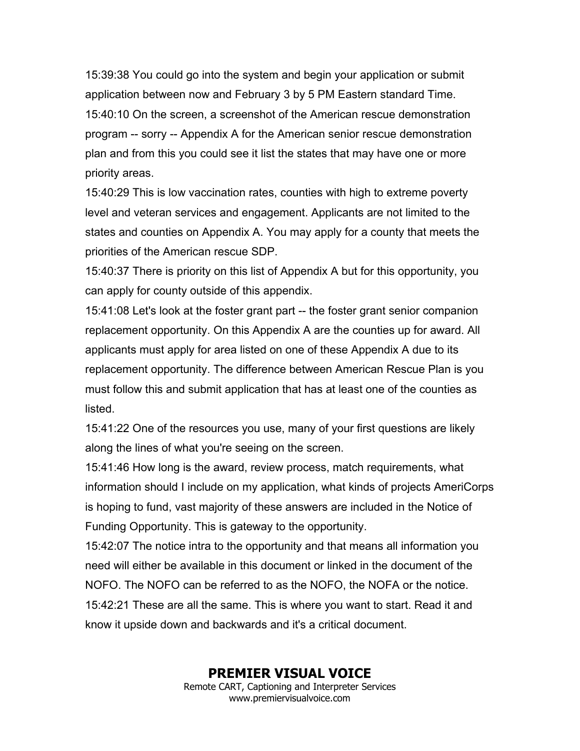15:39:38 You could go into the system and begin your application or submit application between now and February 3 by 5 PM Eastern standard Time.
15:40:10 On the screen, a screenshot of the American rescue demonstration program -- sorry -- Appendix A for the American senior rescue demonstration plan and from this you could see it list the states that may have one or more priority areas.
15:40:29 This is low vaccination rates, counties with high to extreme poverty level and veteran services and engagement. Applicants are not limited to the states and counties on Appendix A. You may apply for a county that meets the priorities of the American rescue SDP.
15:40:37 There is priority on this list of Appendix A but for this opportunity, you can apply for county outside of this appendix.
15:41:08 Let's look at the foster grant part -- the foster grant senior companion replacement opportunity. On this Appendix A are the counties up for award. All applicants must apply for area listed on one of these Appendix A due to its replacement opportunity. The difference between American Rescue Plan is you must follow this and submit application that has at least one of the counties as listed.
15:41:22 One of the resources you use, many of your first questions are likely along the lines of what you're seeing on the screen.
15:41:46 How long is the award, review process, match requirements, what information should I include on my application, what kinds of projects AmeriCorps is hoping to fund, vast majority of these answers are included in the Notice of Funding Opportunity. This is gateway to the opportunity.
15:42:07 The notice intra to the opportunity and that means all information you need will either be available in this document or linked in the document of the NOFO. The NOFO can be referred to as the NOFO, the NOFA or the notice.
15:42:21 These are all the same. This is where you want to start. Read it and know it upside down and backwards and it's a critical document.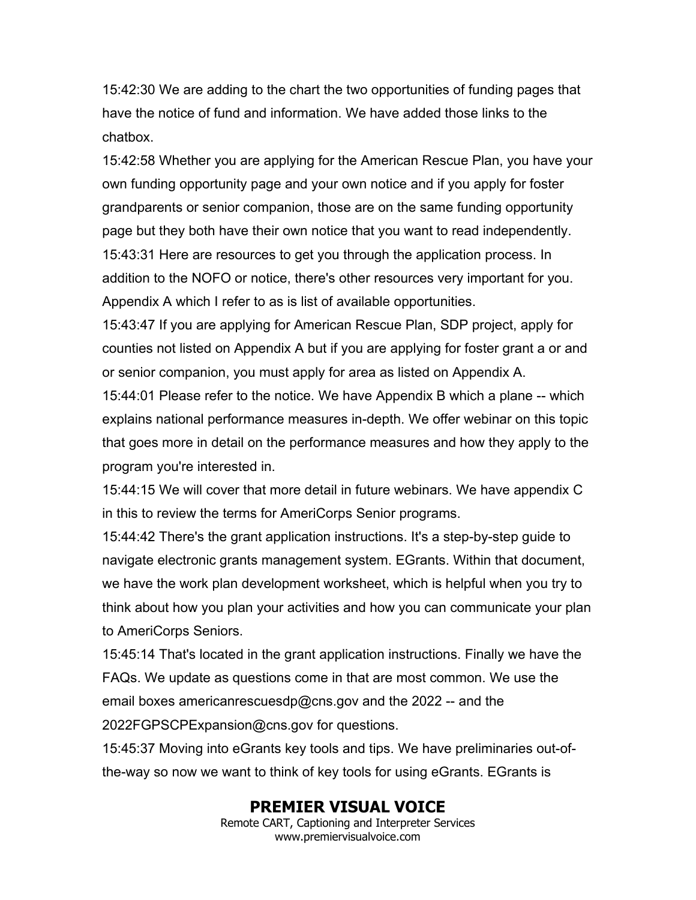15:42:30 We are adding to the chart the two opportunities of funding pages that have the notice of fund and information. We have added those links to the chatbox.

15:42:58 Whether you are applying for the American Rescue Plan, you have your own funding opportunity page and your own notice and if you apply for foster grandparents or senior companion, those are on the same funding opportunity page but they both have their own notice that you want to read independently.

15:43:31 Here are resources to get you through the application process. In addition to the NOFO or notice, there's other resources very important for you. Appendix A which I refer to as is list of available opportunities.

15:43:47 If you are applying for American Rescue Plan, SDP project, apply for counties not listed on Appendix A but if you are applying for foster grant a or and or senior companion, you must apply for area as listed on Appendix A.

15:44:01 Please refer to the notice. We have Appendix B which a plane -- which explains national performance measures in-depth. We offer webinar on this topic that goes more in detail on the performance measures and how they apply to the program you're interested in.

15:44:15 We will cover that more detail in future webinars. We have appendix C in this to review the terms for AmeriCorps Senior programs.

15:44:42 There's the grant application instructions. It's a step-by-step guide to navigate electronic grants management system. EGrants. Within that document, we have the work plan development worksheet, which is helpful when you try to think about how you plan your activities and how you can communicate your plan to AmeriCorps Seniors.

15:45:14 That's located in the grant application instructions. Finally we have the FAQs. We update as questions come in that are most common. We use the email boxes americanrescuesdp@cns.gov and the 2022 -- and the 2022FGPSCPExpansion@cns.gov for questions.

15:45:37 Moving into eGrants key tools and tips. We have preliminaries out-of-the-way so now we want to think of key tools for using eGrants. EGrants is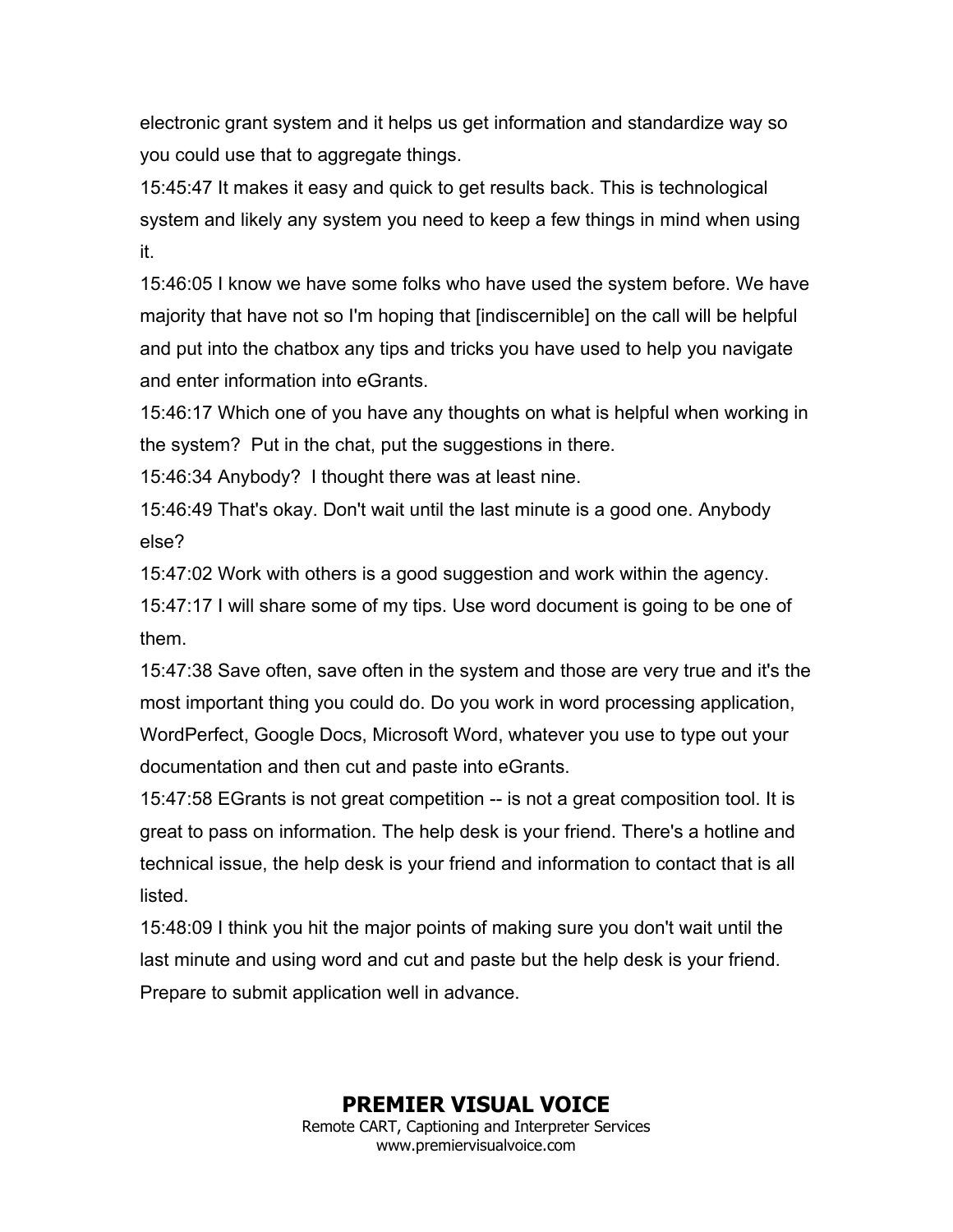electronic grant system and it helps us get information and standardize way so you could use that to aggregate things.

15:45:47 It makes it easy and quick to get results back. This is technological system and likely any system you need to keep a few things in mind when using it.

15:46:05 I know we have some folks who have used the system before. We have majority that have not so I'm hoping that [indiscernible] on the call will be helpful and put into the chatbox any tips and tricks you have used to help you navigate and enter information into eGrants.

15:46:17 Which one of you have any thoughts on what is helpful when working in the system?  Put in the chat, put the suggestions in there.

15:46:34 Anybody?  I thought there was at least nine.

15:46:49 That's okay. Don't wait until the last minute is a good one. Anybody else?

15:47:02 Work with others is a good suggestion and work within the agency.

15:47:17 I will share some of my tips. Use word document is going to be one of them.

15:47:38 Save often, save often in the system and those are very true and it's the most important thing you could do. Do you work in word processing application, WordPerfect, Google Docs, Microsoft Word, whatever you use to type out your documentation and then cut and paste into eGrants.

15:47:58 EGrants is not great competition -- is not a great composition tool. It is great to pass on information. The help desk is your friend. There's a hotline and technical issue, the help desk is your friend and information to contact that is all listed.

15:48:09 I think you hit the major points of making sure you don't wait until the last minute and using word and cut and paste but the help desk is your friend. Prepare to submit application well in advance.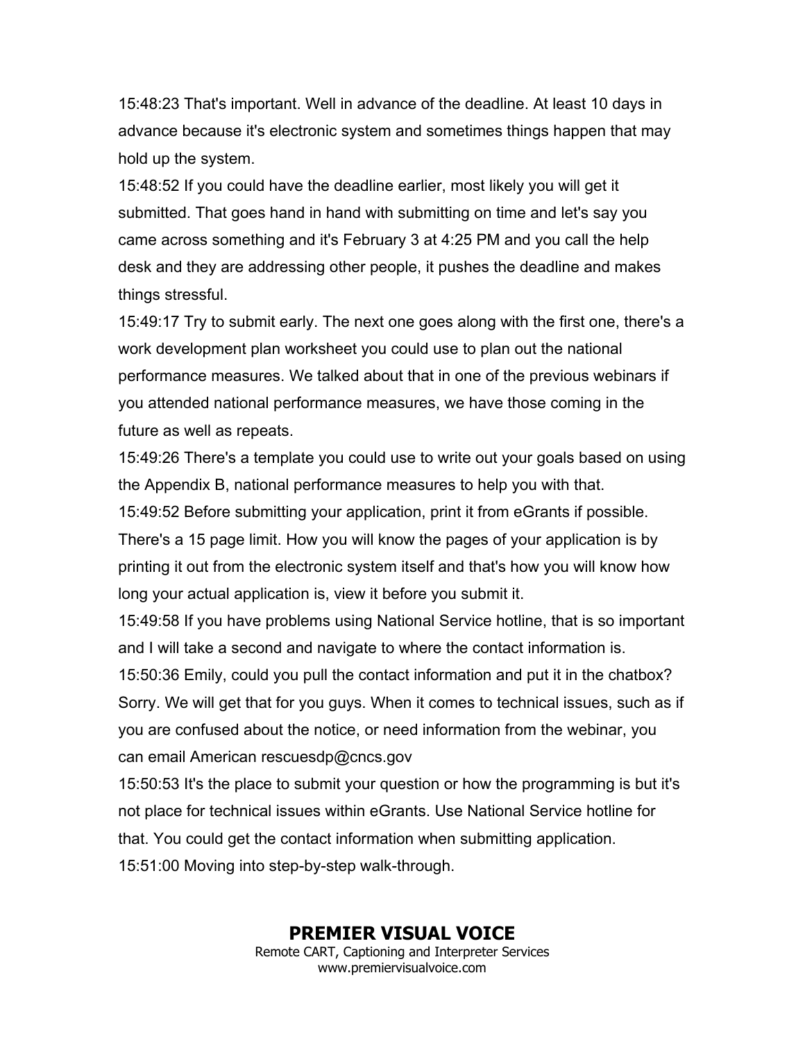15:48:23 That's important. Well in advance of the deadline. At least 10 days in advance because it's electronic system and sometimes things happen that may hold up the system.
15:48:52 If you could have the deadline earlier, most likely you will get it submitted. That goes hand in hand with submitting on time and let's say you came across something and it's February 3 at 4:25 PM and you call the help desk and they are addressing other people, it pushes the deadline and makes things stressful.
15:49:17 Try to submit early. The next one goes along with the first one, there's a work development plan worksheet you could use to plan out the national performance measures. We talked about that in one of the previous webinars if you attended national performance measures, we have those coming in the future as well as repeats.
15:49:26 There's a template you could use to write out your goals based on using the Appendix B, national performance measures to help you with that.
15:49:52 Before submitting your application, print it from eGrants if possible. There's a 15 page limit. How you will know the pages of your application is by printing it out from the electronic system itself and that's how you will know how long your actual application is, view it before you submit it.
15:49:58 If you have problems using National Service hotline, that is so important and I will take a second and navigate to where the contact information is.
15:50:36 Emily, could you pull the contact information and put it in the chatbox? Sorry. We will get that for you guys. When it comes to technical issues, such as if you are confused about the notice, or need information from the webinar, you can email American rescuesdp@cncs.gov
15:50:53 It's the place to submit your question or how the programming is but it's not place for technical issues within eGrants. Use National Service hotline for that. You could get the contact information when submitting application.
15:51:00 Moving into step-by-step walk-through.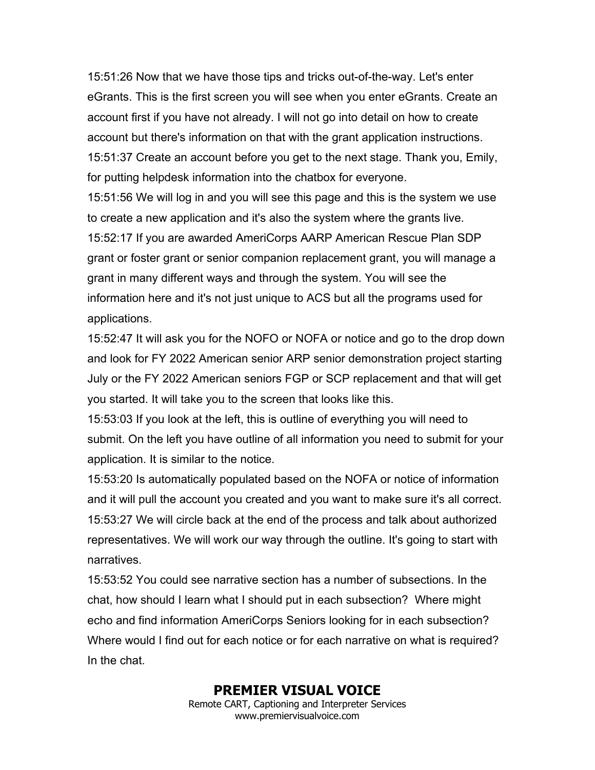15:51:26 Now that we have those tips and tricks out-of-the-way. Let's enter eGrants. This is the first screen you will see when you enter eGrants. Create an account first if you have not already. I will not go into detail on how to create account but there's information on that with the grant application instructions.
15:51:37 Create an account before you get to the next stage. Thank you, Emily, for putting helpdesk information into the chatbox for everyone.
15:51:56 We will log in and you will see this page and this is the system we use to create a new application and it's also the system where the grants live.
15:52:17 If you are awarded AmeriCorps AARP American Rescue Plan SDP grant or foster grant or senior companion replacement grant, you will manage a grant in many different ways and through the system. You will see the information here and it's not just unique to ACS but all the programs used for applications.
15:52:47 It will ask you for the NOFO or NOFA or notice and go to the drop down and look for FY 2022 American senior ARP senior demonstration project starting July or the FY 2022 American seniors FGP or SCP replacement and that will get you started. It will take you to the screen that looks like this.
15:53:03 If you look at the left, this is outline of everything you will need to submit. On the left you have outline of all information you need to submit for your application. It is similar to the notice.
15:53:20 Is automatically populated based on the NOFA or notice of information and it will pull the account you created and you want to make sure it's all correct.
15:53:27 We will circle back at the end of the process and talk about authorized representatives. We will work our way through the outline. It's going to start with narratives.
15:53:52 You could see narrative section has a number of subsections. In the chat, how should I learn what I should put in each subsection? Where might echo and find information AmeriCorps Seniors looking for in each subsection? Where would I find out for each notice or for each narrative on what is required? In the chat.

**PREMIER VISUAL VOICE**
Remote CART, Captioning and Interpreter Services
www.premiervisualvoice.com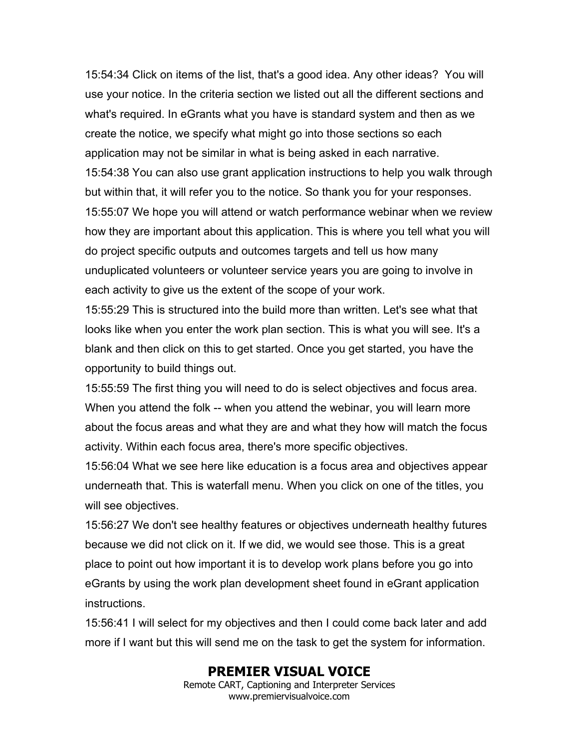15:54:34 Click on items of the list, that's a good idea. Any other ideas? You will use your notice. In the criteria section we listed out all the different sections and what's required. In eGrants what you have is standard system and then as we create the notice, we specify what might go into those sections so each application may not be similar in what is being asked in each narrative.
15:54:38 You can also use grant application instructions to help you walk through but within that, it will refer you to the notice. So thank you for your responses.
15:55:07 We hope you will attend or watch performance webinar when we review how they are important about this application. This is where you tell what you will do project specific outputs and outcomes targets and tell us how many unduplicated volunteers or volunteer service years you are going to involve in each activity to give us the extent of the scope of your work.
15:55:29 This is structured into the build more than written. Let's see what that looks like when you enter the work plan section. This is what you will see. It's a blank and then click on this to get started. Once you get started, you have the opportunity to build things out.
15:55:59 The first thing you will need to do is select objectives and focus area. When you attend the folk -- when you attend the webinar, you will learn more about the focus areas and what they are and what they how will match the focus activity. Within each focus area, there's more specific objectives.
15:56:04 What we see here like education is a focus area and objectives appear underneath that. This is waterfall menu. When you click on one of the titles, you will see objectives.
15:56:27 We don't see healthy features or objectives underneath healthy futures because we did not click on it. If we did, we would see those. This is a great place to point out how important it is to develop work plans before you go into eGrants by using the work plan development sheet found in eGrant application instructions.
15:56:41 I will select for my objectives and then I could come back later and add more if I want but this will send me on the task to get the system for information.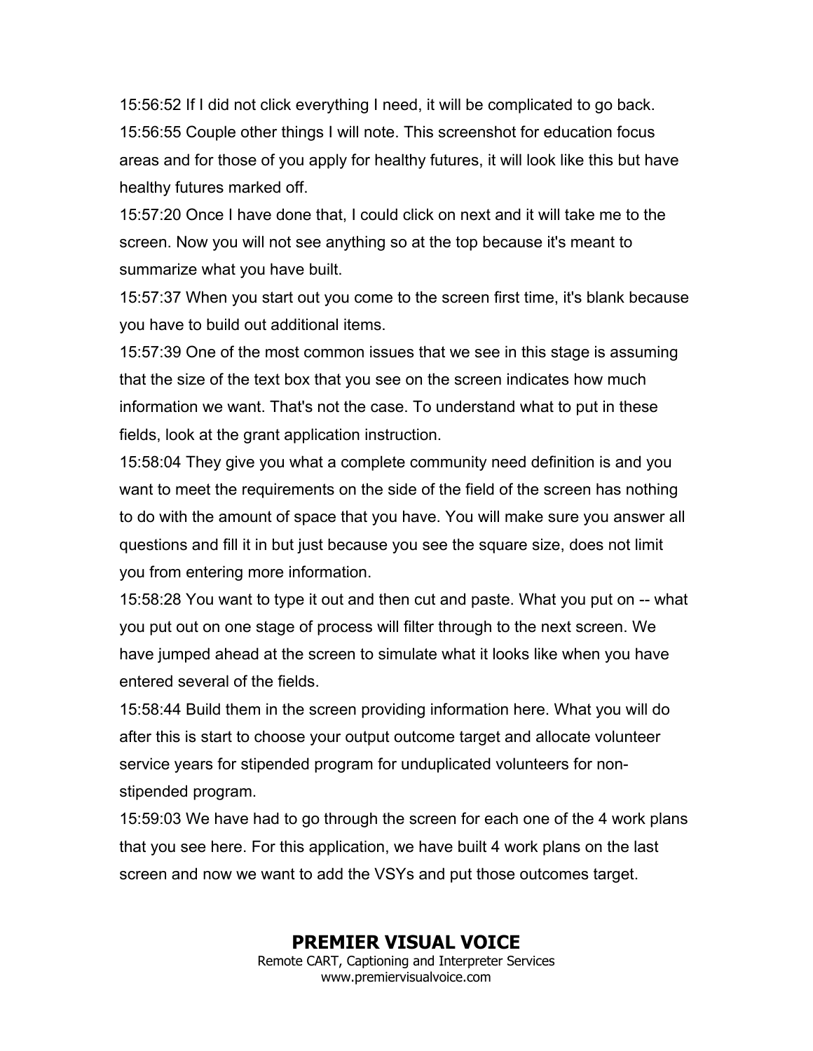15:56:52 If I did not click everything I need, it will be complicated to go back.

15:56:55 Couple other things I will note. This screenshot for education focus areas and for those of you apply for healthy futures, it will look like this but have healthy futures marked off.

15:57:20 Once I have done that, I could click on next and it will take me to the screen. Now you will not see anything so at the top because it's meant to summarize what you have built.

15:57:37 When you start out you come to the screen first time, it's blank because you have to build out additional items.

15:57:39 One of the most common issues that we see in this stage is assuming that the size of the text box that you see on the screen indicates how much information we want. That's not the case. To understand what to put in these fields, look at the grant application instruction.

15:58:04 They give you what a complete community need definition is and you want to meet the requirements on the side of the field of the screen has nothing to do with the amount of space that you have. You will make sure you answer all questions and fill it in but just because you see the square size, does not limit you from entering more information.

15:58:28 You want to type it out and then cut and paste. What you put on -- what you put out on one stage of process will filter through to the next screen. We have jumped ahead at the screen to simulate what it looks like when you have entered several of the fields.

15:58:44 Build them in the screen providing information here. What you will do after this is start to choose your output outcome target and allocate volunteer service years for stipended program for unduplicated volunteers for non-stipended program.

15:59:03 We have had to go through the screen for each one of the 4 work plans that you see here. For this application, we have built 4 work plans on the last screen and now we want to add the VSYs and put those outcomes target.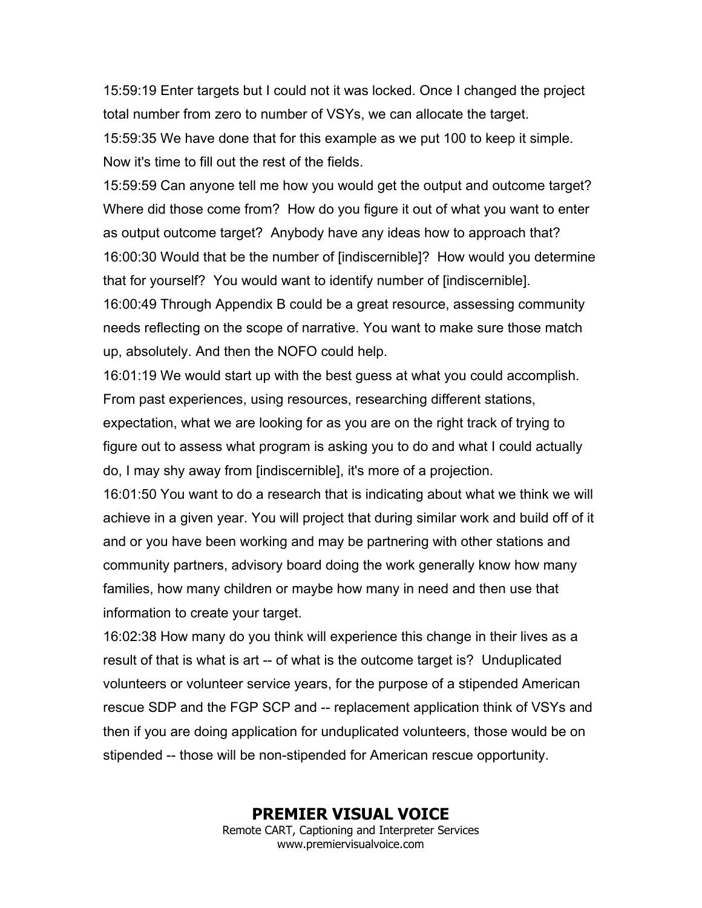15:59:19 Enter targets but I could not it was locked. Once I changed the project total number from zero to number of VSYs, we can allocate the target.

15:59:35 We have done that for this example as we put 100 to keep it simple. Now it's time to fill out the rest of the fields.

15:59:59 Can anyone tell me how you would get the output and outcome target? Where did those come from? How do you figure it out of what you want to enter as output outcome target? Anybody have any ideas how to approach that?

16:00:30 Would that be the number of [indiscernible]? How would you determine that for yourself? You would want to identify number of [indiscernible].

16:00:49 Through Appendix B could be a great resource, assessing community needs reflecting on the scope of narrative. You want to make sure those match up, absolutely. And then the NOFO could help.

16:01:19 We would start up with the best guess at what you could accomplish. From past experiences, using resources, researching different stations, expectation, what we are looking for as you are on the right track of trying to figure out to assess what program is asking you to do and what I could actually do, I may shy away from [indiscernible], it's more of a projection.

16:01:50 You want to do a research that is indicating about what we think we will achieve in a given year. You will project that during similar work and build off of it and or you have been working and may be partnering with other stations and community partners, advisory board doing the work generally know how many families, how many children or maybe how many in need and then use that information to create your target.

16:02:38 How many do you think will experience this change in their lives as a result of that is what is art -- of what is the outcome target is? Unduplicated volunteers or volunteer service years, for the purpose of a stipended American rescue SDP and the FGP SCP and -- replacement application think of VSYs and then if you are doing application for unduplicated volunteers, those would be on stipended -- those will be non-stipended for American rescue opportunity.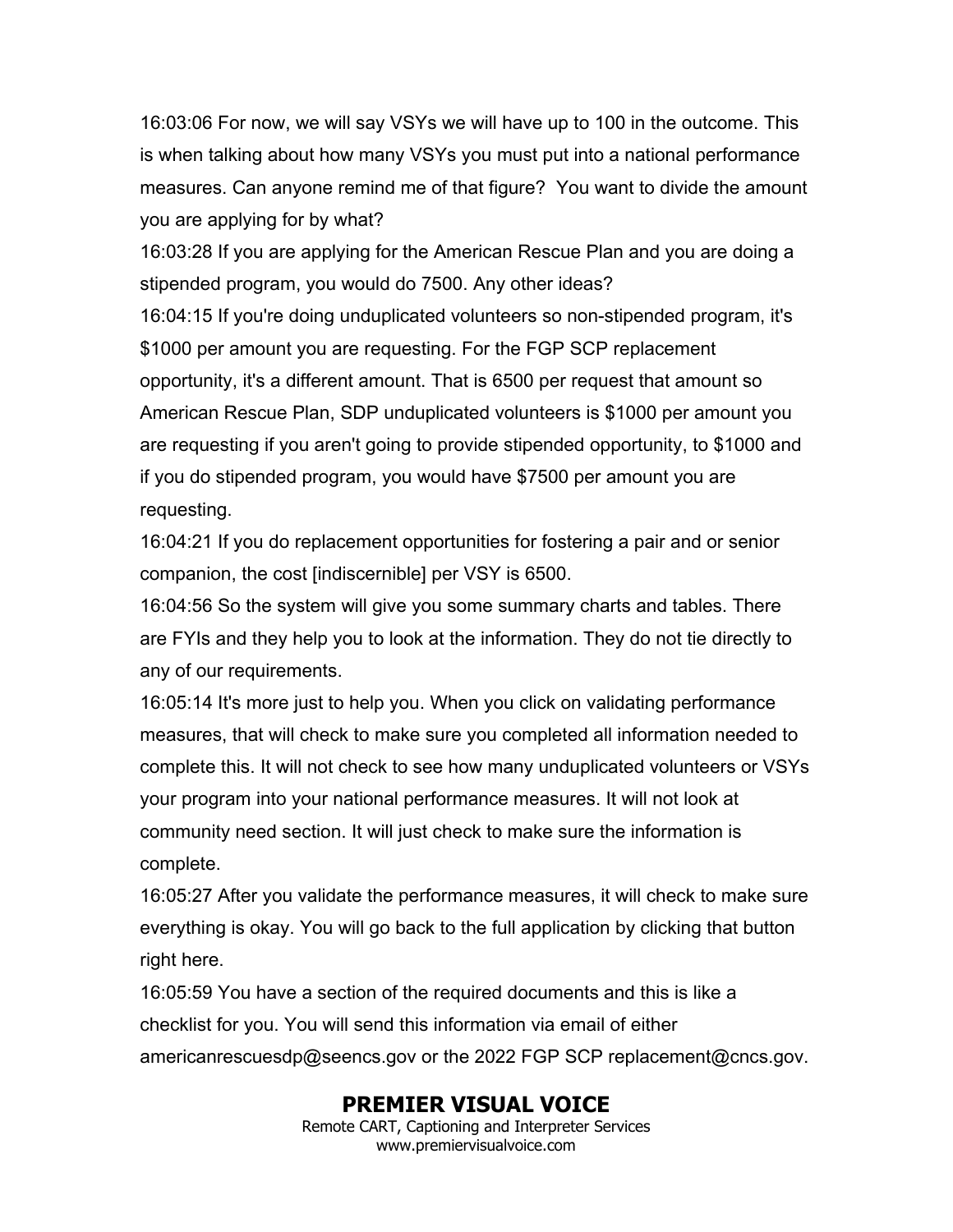16:03:06 For now, we will say VSYs we will have up to 100 in the outcome. This is when talking about how many VSYs you must put into a national performance measures. Can anyone remind me of that figure? You want to divide the amount you are applying for by what?

16:03:28 If you are applying for the American Rescue Plan and you are doing a stipended program, you would do 7500. Any other ideas?

16:04:15 If you're doing unduplicated volunteers so non-stipended program, it's $1000 per amount you are requesting. For the FGP SCP replacement opportunity, it's a different amount. That is 6500 per request that amount so American Rescue Plan, SDP unduplicated volunteers is $1000 per amount you are requesting if you aren't going to provide stipended opportunity, to $1000 and if you do stipended program, you would have $7500 per amount you are requesting.

16:04:21 If you do replacement opportunities for fostering a pair and or senior companion, the cost [indiscernible] per VSY is 6500.

16:04:56 So the system will give you some summary charts and tables. There are FYIs and they help you to look at the information. They do not tie directly to any of our requirements.

16:05:14 It's more just to help you. When you click on validating performance measures, that will check to make sure you completed all information needed to complete this. It will not check to see how many unduplicated volunteers or VSYs your program into your national performance measures. It will not look at community need section. It will just check to make sure the information is complete.

16:05:27 After you validate the performance measures, it will check to make sure everything is okay. You will go back to the full application by clicking that button right here.

16:05:59 You have a section of the required documents and this is like a checklist for you. You will send this information via email of either americanrescuesdp@seencs.gov or the 2022 FGP SCP replacement@cncs.gov.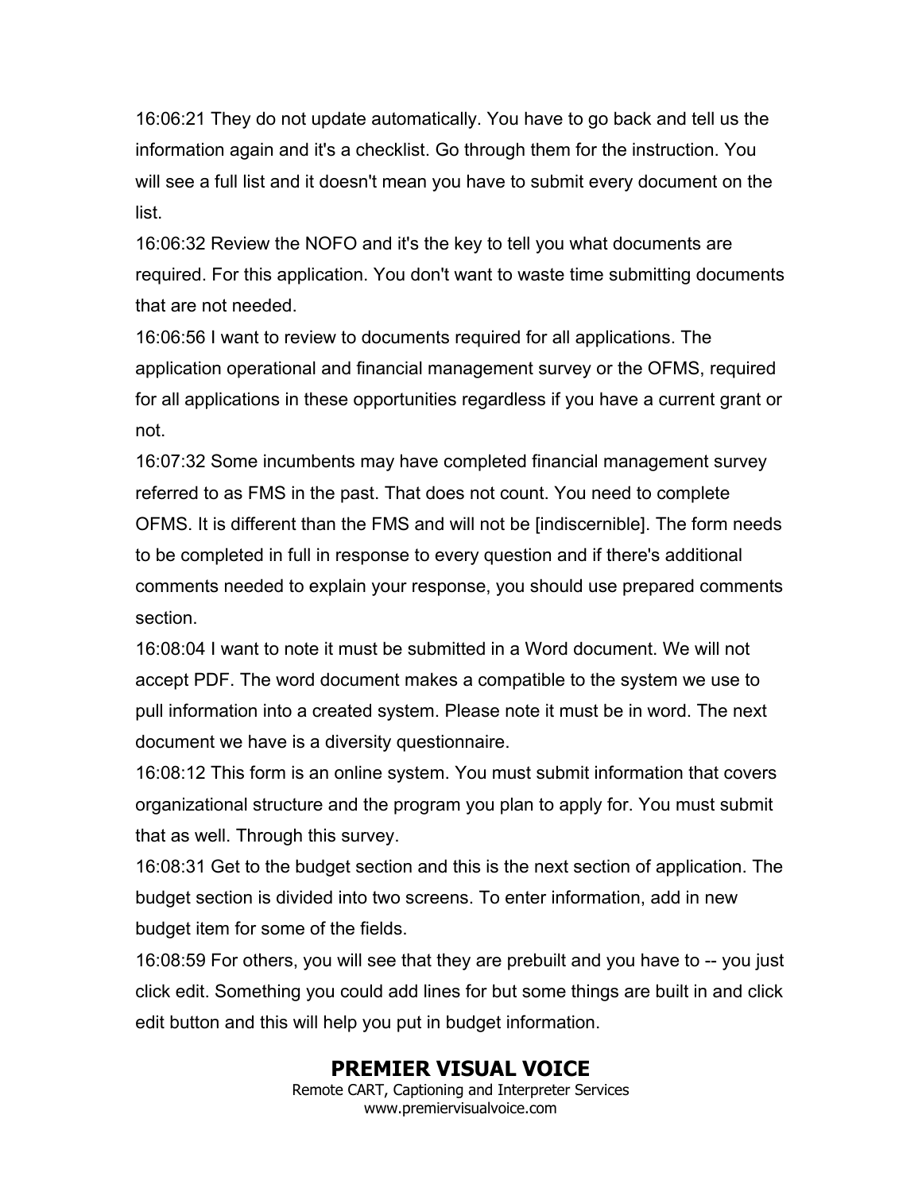16:06:21 They do not update automatically. You have to go back and tell us the information again and it's a checklist. Go through them for the instruction. You will see a full list and it doesn't mean you have to submit every document on the list.

16:06:32 Review the NOFO and it's the key to tell you what documents are required. For this application. You don't want to waste time submitting documents that are not needed.

16:06:56 I want to review to documents required for all applications. The application operational and financial management survey or the OFMS, required for all applications in these opportunities regardless if you have a current grant or not.

16:07:32 Some incumbents may have completed financial management survey referred to as FMS in the past. That does not count. You need to complete OFMS. It is different than the FMS and will not be [indiscernible]. The form needs to be completed in full in response to every question and if there's additional comments needed to explain your response, you should use prepared comments section.

16:08:04 I want to note it must be submitted in a Word document. We will not accept PDF. The word document makes a compatible to the system we use to pull information into a created system. Please note it must be in word. The next document we have is a diversity questionnaire.

16:08:12 This form is an online system. You must submit information that covers organizational structure and the program you plan to apply for. You must submit that as well. Through this survey.

16:08:31 Get to the budget section and this is the next section of application. The budget section is divided into two screens. To enter information, add in new budget item for some of the fields.

16:08:59 For others, you will see that they are prebuilt and you have to -- you just click edit. Something you could add lines for but some things are built in and click edit button and this will help you put in budget information.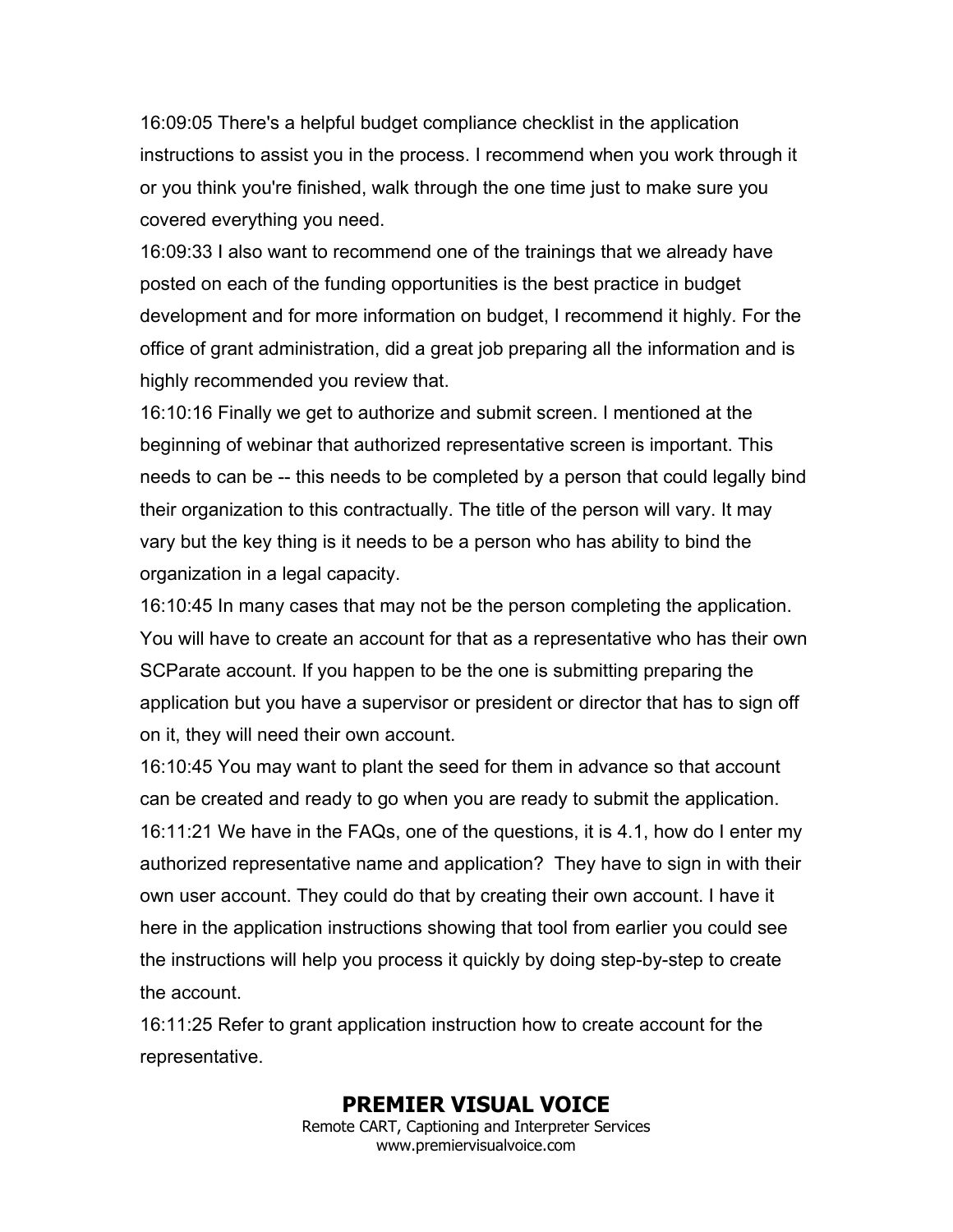16:09:05 There's a helpful budget compliance checklist in the application instructions to assist you in the process. I recommend when you work through it or you think you're finished, walk through the one time just to make sure you covered everything you need.

16:09:33 I also want to recommend one of the trainings that we already have posted on each of the funding opportunities is the best practice in budget development and for more information on budget, I recommend it highly. For the office of grant administration, did a great job preparing all the information and is highly recommended you review that.

16:10:16 Finally we get to authorize and submit screen. I mentioned at the beginning of webinar that authorized representative screen is important. This needs to can be -- this needs to be completed by a person that could legally bind their organization to this contractually. The title of the person will vary. It may vary but the key thing is it needs to be a person who has ability to bind the organization in a legal capacity.

16:10:45 In many cases that may not be the person completing the application. You will have to create an account for that as a representative who has their own SCParate account. If you happen to be the one is submitting preparing the application but you have a supervisor or president or director that has to sign off on it, they will need their own account.

16:10:45 You may want to plant the seed for them in advance so that account can be created and ready to go when you are ready to submit the application.

16:11:21 We have in the FAQs, one of the questions, it is 4.1, how do I enter my authorized representative name and application? They have to sign in with their own user account. They could do that by creating their own account. I have it here in the application instructions showing that tool from earlier you could see the instructions will help you process it quickly by doing step-by-step to create the account.

16:11:25 Refer to grant application instruction how to create account for the representative.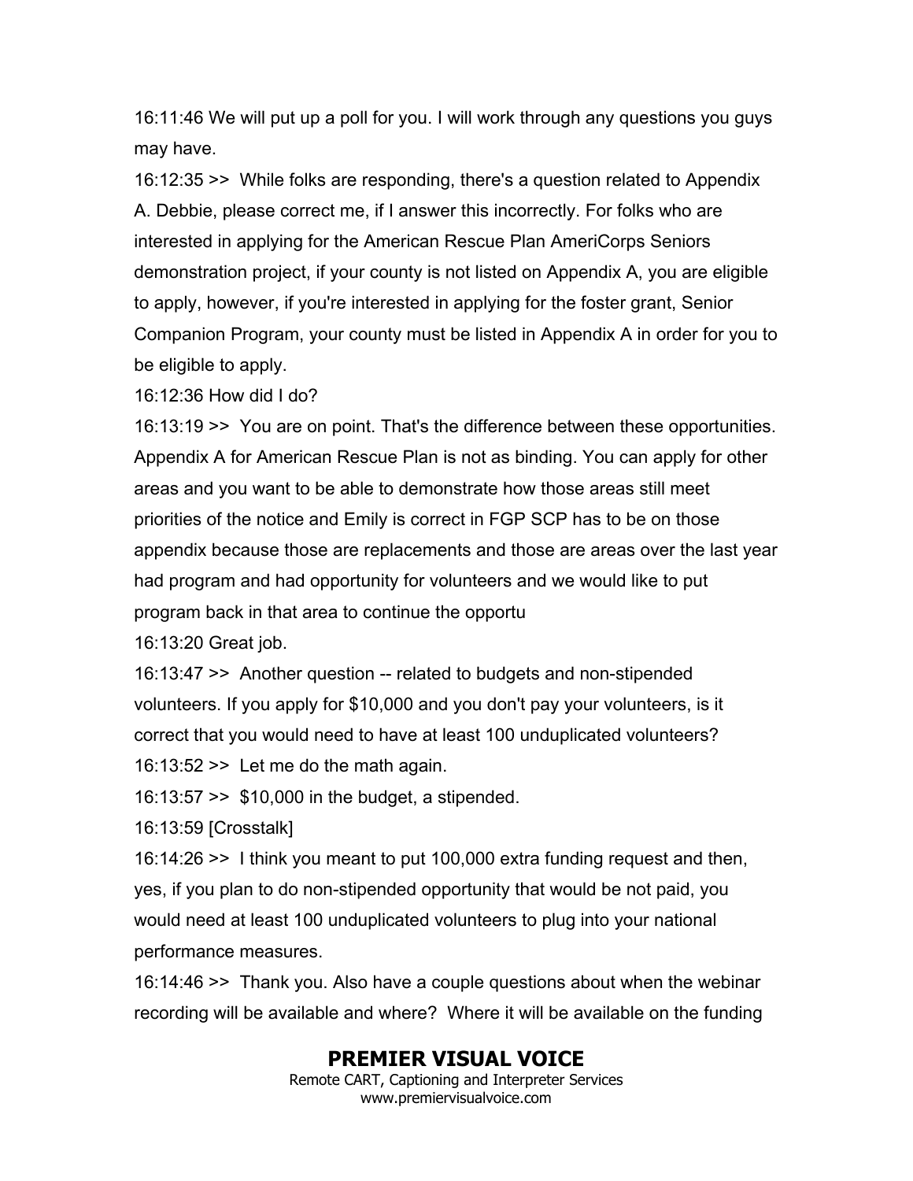16:11:46 We will put up a poll for you. I will work through any questions you guys may have.

16:12:35 >> While folks are responding, there's a question related to Appendix A. Debbie, please correct me, if I answer this incorrectly. For folks who are interested in applying for the American Rescue Plan AmeriCorps Seniors demonstration project, if your county is not listed on Appendix A, you are eligible to apply, however, if you're interested in applying for the foster grant, Senior Companion Program, your county must be listed in Appendix A in order for you to be eligible to apply.

16:12:36 How did I do?

16:13:19 >> You are on point. That's the difference between these opportunities. Appendix A for American Rescue Plan is not as binding. You can apply for other areas and you want to be able to demonstrate how those areas still meet priorities of the notice and Emily is correct in FGP SCP has to be on those appendix because those are replacements and those are areas over the last year had program and had opportunity for volunteers and we would like to put program back in that area to continue the opportu

16:13:20 Great job.

16:13:47 >> Another question -- related to budgets and non-stipended volunteers. If you apply for $10,000 and you don't pay your volunteers, is it correct that you would need to have at least 100 unduplicated volunteers?

16:13:52 >> Let me do the math again.

16:13:57 >> $10,000 in the budget, a stipended.

16:13:59 [Crosstalk]

16:14:26 >> I think you meant to put 100,000 extra funding request and then, yes, if you plan to do non-stipended opportunity that would be not paid, you would need at least 100 unduplicated volunteers to plug into your national performance measures.

16:14:46 >> Thank you. Also have a couple questions about when the webinar recording will be available and where? Where it will be available on the funding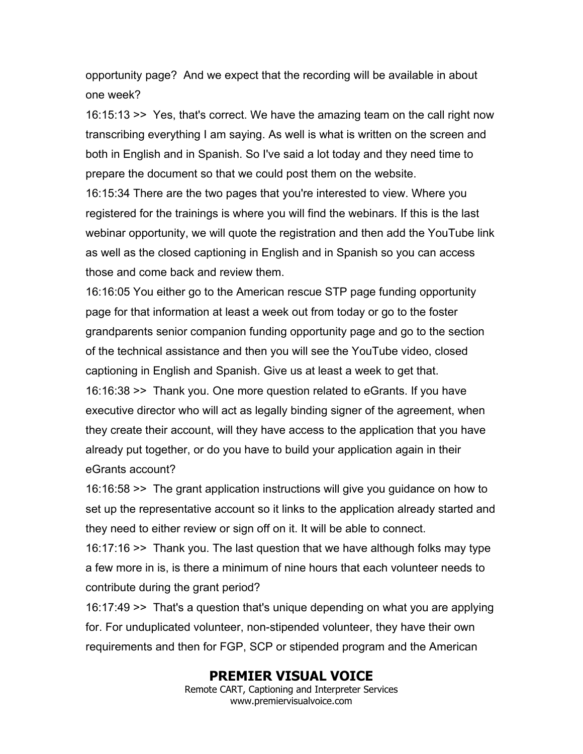opportunity page? And we expect that the recording will be available in about one week?

16:15:13 >> Yes, that's correct. We have the amazing team on the call right now transcribing everything I am saying. As well is what is written on the screen and both in English and in Spanish. So I've said a lot today and they need time to prepare the document so that we could post them on the website.

16:15:34 There are the two pages that you're interested to view. Where you registered for the trainings is where you will find the webinars. If this is the last webinar opportunity, we will quote the registration and then add the YouTube link as well as the closed captioning in English and in Spanish so you can access those and come back and review them.

16:16:05 You either go to the American rescue STP page funding opportunity page for that information at least a week out from today or go to the foster grandparents senior companion funding opportunity page and go to the section of the technical assistance and then you will see the YouTube video, closed captioning in English and Spanish. Give us at least a week to get that.

16:16:38 >> Thank you. One more question related to eGrants. If you have executive director who will act as legally binding signer of the agreement, when they create their account, will they have access to the application that you have already put together, or do you have to build your application again in their eGrants account?

16:16:58 >> The grant application instructions will give you guidance on how to set up the representative account so it links to the application already started and they need to either review or sign off on it. It will be able to connect.

16:17:16 >> Thank you. The last question that we have although folks may type a few more in is, is there a minimum of nine hours that each volunteer needs to contribute during the grant period?

16:17:49 >> That's a question that's unique depending on what you are applying for. For unduplicated volunteer, non-stipended volunteer, they have their own requirements and then for FGP, SCP or stipended program and the American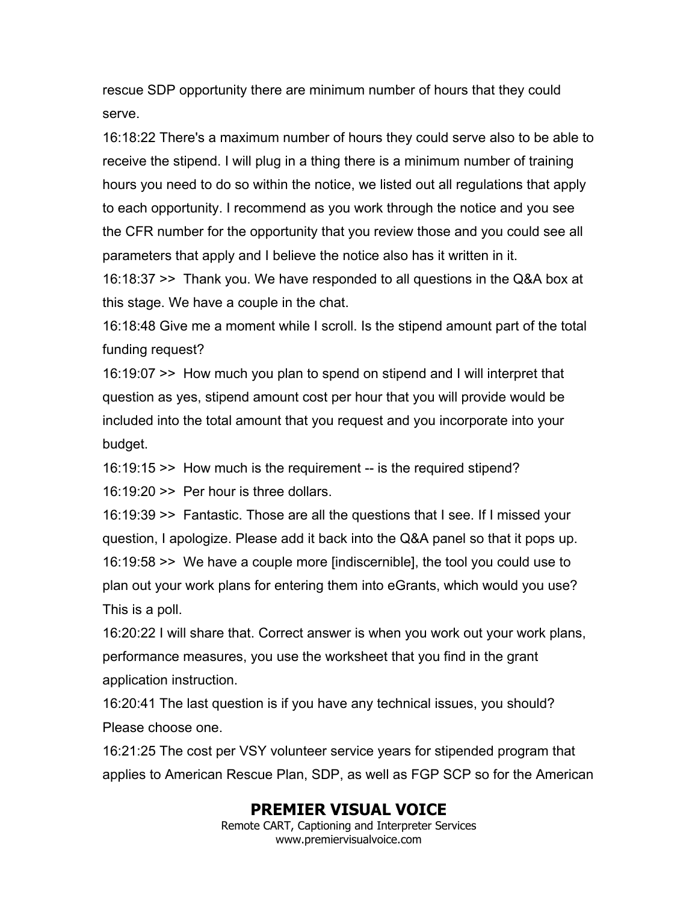rescue SDP opportunity there are minimum number of hours that they could serve.

16:18:22 There's a maximum number of hours they could serve also to be able to receive the stipend. I will plug in a thing there is a minimum number of training hours you need to do so within the notice, we listed out all regulations that apply to each opportunity. I recommend as you work through the notice and you see the CFR number for the opportunity that you review those and you could see all parameters that apply and I believe the notice also has it written in it.

16:18:37 >>  Thank you. We have responded to all questions in the Q&A box at this stage. We have a couple in the chat.

16:18:48 Give me a moment while I scroll. Is the stipend amount part of the total funding request?

16:19:07 >>  How much you plan to spend on stipend and I will interpret that question as yes, stipend amount cost per hour that you will provide would be included into the total amount that you request and you incorporate into your budget.

16:19:15 >>  How much is the requirement -- is the required stipend?

16:19:20 >>  Per hour is three dollars.

16:19:39 >>  Fantastic. Those are all the questions that I see. If I missed your question, I apologize. Please add it back into the Q&A panel so that it pops up.

16:19:58 >>  We have a couple more [indiscernible], the tool you could use to plan out your work plans for entering them into eGrants, which would you use? This is a poll.

16:20:22 I will share that. Correct answer is when you work out your work plans, performance measures, you use the worksheet that you find in the grant application instruction.

16:20:41 The last question is if you have any technical issues, you should? Please choose one.

16:21:25 The cost per VSY volunteer service years for stipended program that applies to American Rescue Plan, SDP, as well as FGP SCP so for the American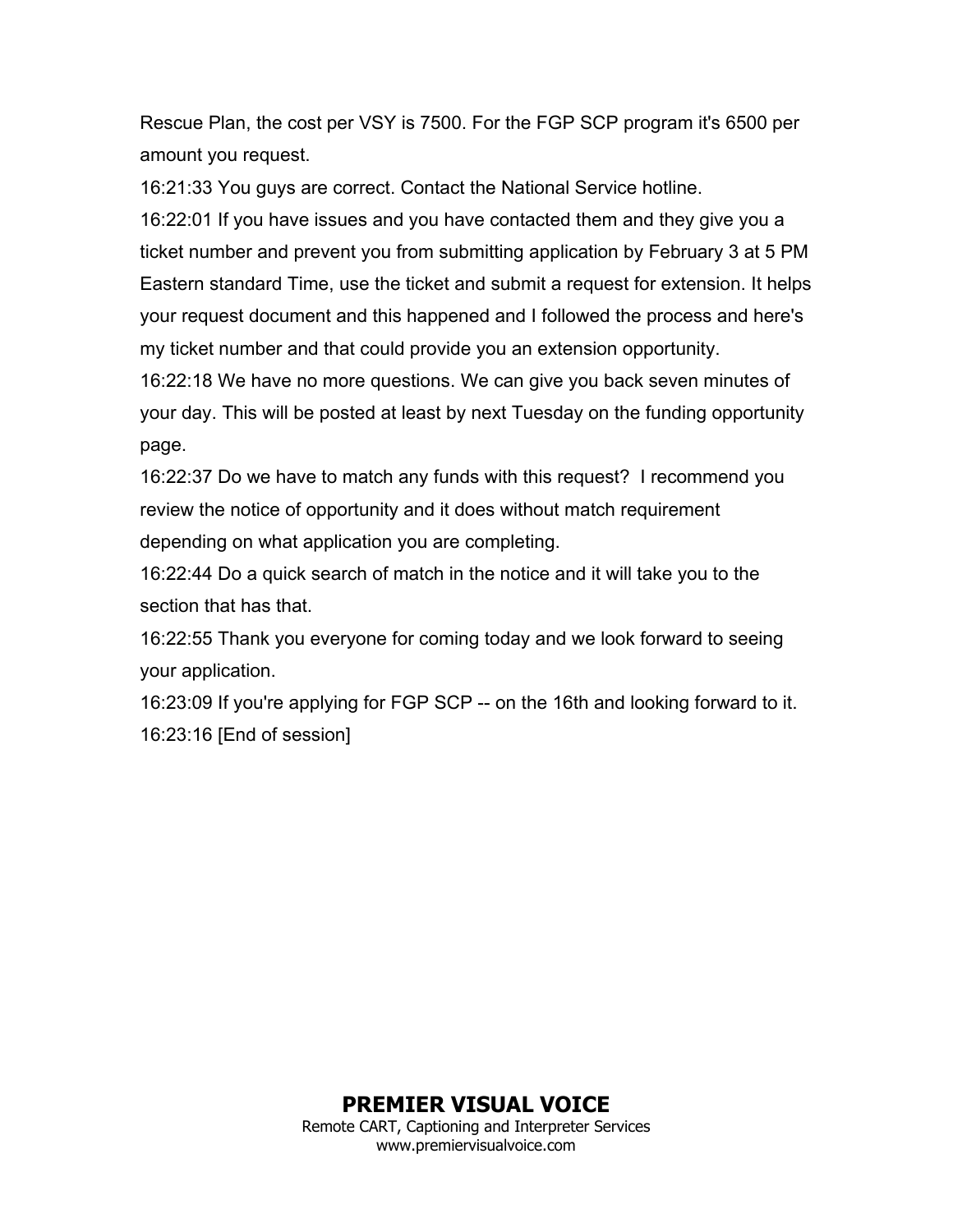Rescue Plan, the cost per VSY is 7500. For the FGP SCP program it's 6500 per amount you request.

16:21:33 You guys are correct. Contact the National Service hotline.

16:22:01 If you have issues and you have contacted them and they give you a ticket number and prevent you from submitting application by February 3 at 5 PM Eastern standard Time, use the ticket and submit a request for extension. It helps your request document and this happened and I followed the process and here's my ticket number and that could provide you an extension opportunity.

16:22:18 We have no more questions. We can give you back seven minutes of your day. This will be posted at least by next Tuesday on the funding opportunity page.

16:22:37 Do we have to match any funds with this request?  I recommend you review the notice of opportunity and it does without match requirement depending on what application you are completing.

16:22:44 Do a quick search of match in the notice and it will take you to the section that has that.

16:22:55 Thank you everyone for coming today and we look forward to seeing your application.

16:23:09 If you're applying for FGP SCP -- on the 16th and looking forward to it.

16:23:16 [End of session]